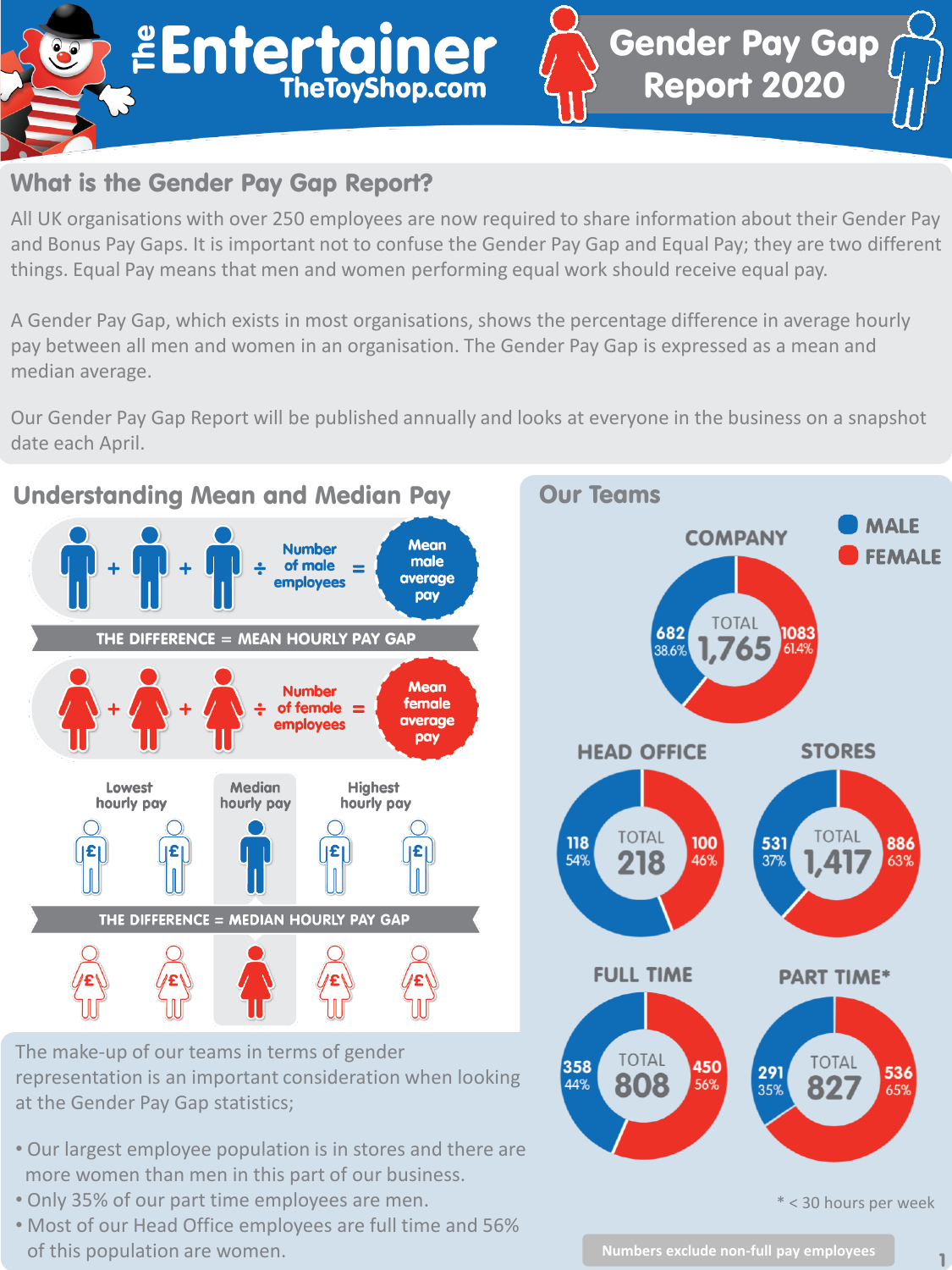# The Entertainer TheToyShop.com

# Gender Pay Gap Report 2020

## What is the Gender Pay Gap Report?

All UK organisations with over 250 employees are now required to share information about their Gender Pay and Bonus Pay Gaps. It is important not to confuse the Gender Pay Gap and Equal Pay; they are two different things. Equal Pay means that men and women performing equal work should receive equal pay.

A Gender Pay Gap, which exists in most organisations, shows the percentage difference in average hourly pay between all men and women in an organisation. The Gender Pay Gap is expressed as a mean and median average.

Our Gender Pay Gap Report will be published annually and looks at everyone in the business on a snapshot date each April.

## Understanding Mean and Median Pay

+ + ÷ Number of male employees = Mean male average pay

THE DIFFERENCE = MEAN HOURLY PAY GAP

+ + ÷ Number of female employees = Mean female average pay

Lowest hourly pay | Median hourly pay | Highest hourly pay

THE DIFFERENCE = MEDIAN HOURLY PAY GAP

The make-up of our teams in terms of gender representation is an important consideration when looking at the Gender Pay Gap statistics;

- Our largest employee population is in stores and there are more women than men in this part of our business.
- Only 35% of our part time employees are men.
- Most of our Head Office employees are full time and 56% of this population are women.

## Our Teams

| Team | Male | Female | Total |
|---|---|---|---|
| COMPANY | 682 (38.6%) | 1083 (61.4%) | 1,765 |
| HEAD OFFICE | 118 (54%) | 100 (46%) | 218 |
| STORES | 531 (37%) | 886 (63%) | 1,417 |
| FULL TIME | 358 (44%) | 450 (56%) | 808 |
| PART TIME* | 291 (35%) | 536 (65%) | 827 |

* < 30 hours per week

Numbers exclude non-full pay employees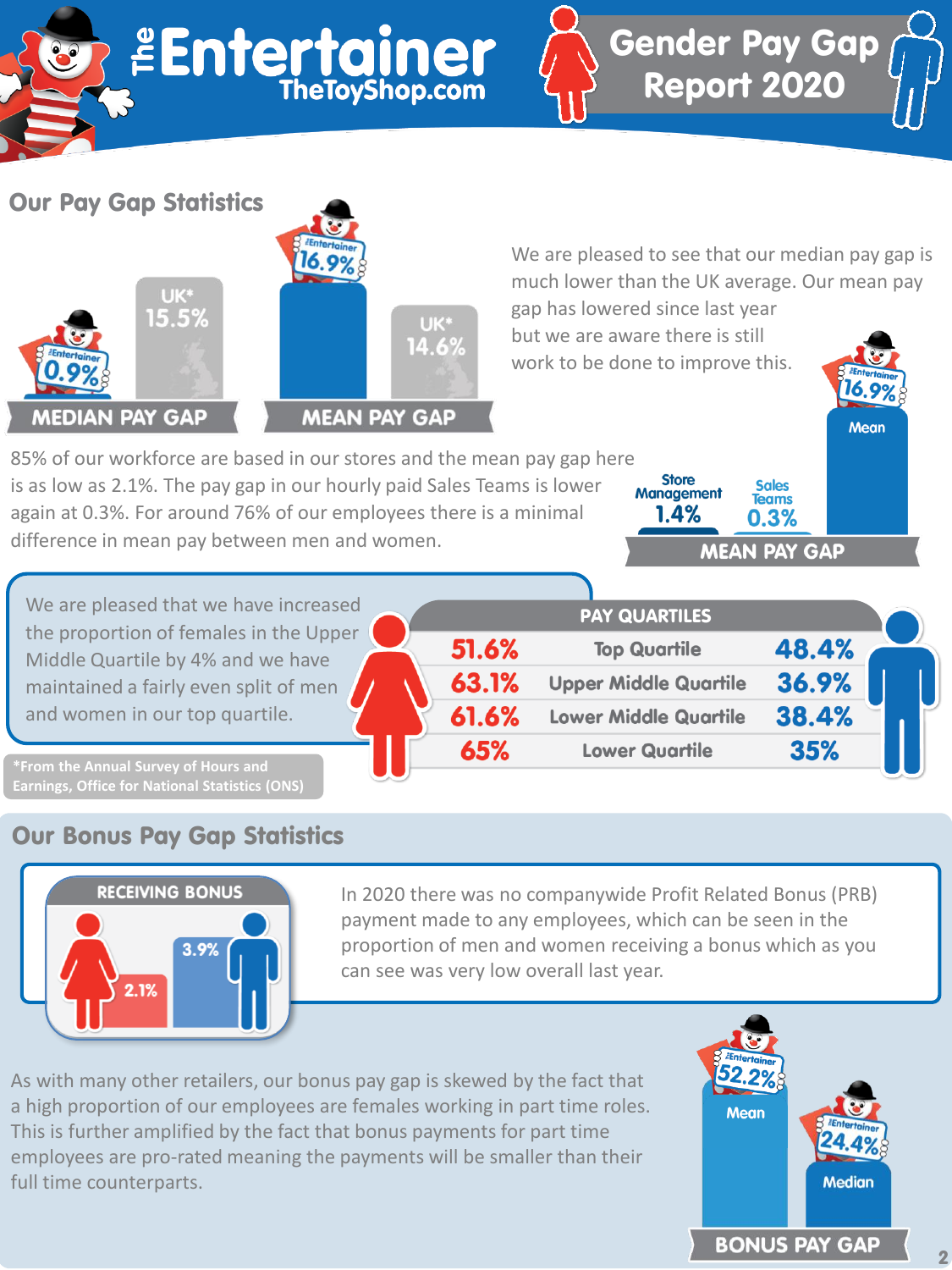# The Entertainer TheToyShop.com

# Gender Pay Gap Report 2020

## Our Pay Gap Statistics

| | Entertainer | UK* |
|---|---|---|
| MEDIAN PAY GAP | 0.9% | 15.5% |
| MEAN PAY GAP | 16.9% | 14.6% |

We are pleased to see that our median pay gap is much lower than the UK average. Our mean pay gap has lowered since last year but we are aware there is still work to be done to improve this.

85% of our workforce are based in our stores and the mean pay gap here is as low as 2.1%. The pay gap in our hourly paid Sales Teams is lower again at 0.3%. For around 76% of our employees there is a minimal difference in mean pay between men and women.

**MEAN PAY GAP**

| Store Management | Sales Teams | Mean |
|---|---|---|
| 1.4% | 0.3% | 16.9% |

We are pleased that we have increased the proportion of females in the Upper Middle Quartile by 4% and we have maintained a fairly even split of men and women in our top quartile.

**PAY QUARTILES**

| Female | Quartile | Male |
|---|---|---|
| 51.6% | Top Quartile | 48.4% |
| 63.1% | Upper Middle Quartile | 36.9% |
| 61.6% | Lower Middle Quartile | 38.4% |
| 65% | Lower Quartile | 35% |

*From the Annual Survey of Hours and Earnings, Office for National Statistics (ONS)

## Our Bonus Pay Gap Statistics

**RECEIVING BONUS**

| Female | Male |
|---|---|
| 2.1% | 3.9% |

In 2020 there was no companywide Profit Related Bonus (PRB) payment made to any employees, which can be seen in the proportion of men and women receiving a bonus which as you can see was very low overall last year.

As with many other retailers, our bonus pay gap is skewed by the fact that a high proportion of our employees are females working in part time roles. This is further amplified by the fact that bonus payments for part time employees are pro-rated meaning the payments will be smaller than their full time counterparts.

**BONUS PAY GAP**

| Mean | Median |
|---|---|
| 52.2% | 24.4% |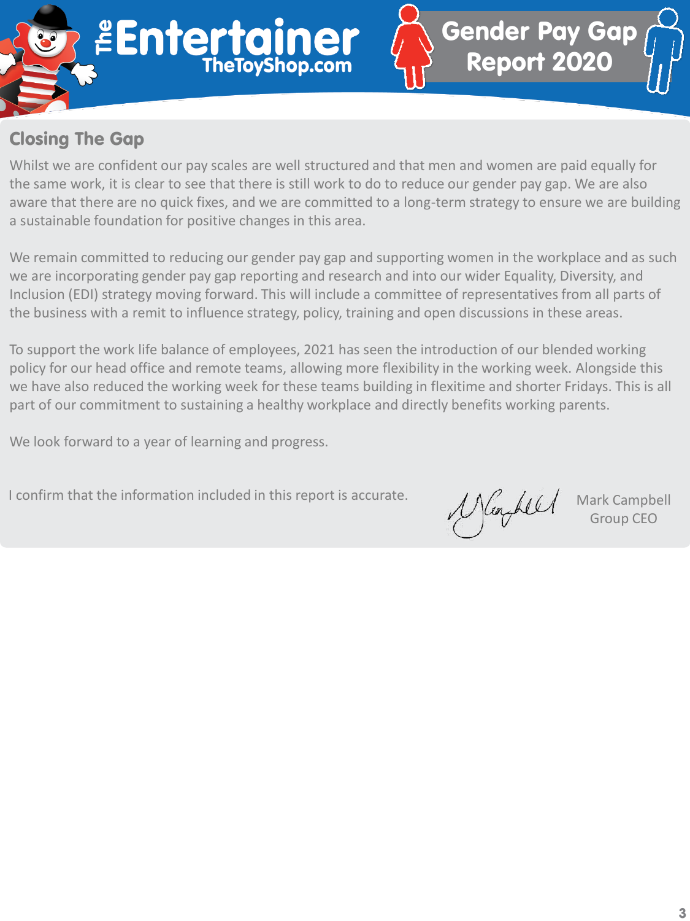## Closing The Gap

Whilst we are confident our pay scales are well structured and that men and women are paid equally for the same work, it is clear to see that there is still work to do to reduce our gender pay gap. We are also aware that there are no quick fixes, and we are committed to a long-term strategy to ensure we are building a sustainable foundation for positive changes in this area.

We remain committed to reducing our gender pay gap and supporting women in the workplace and as such we are incorporating gender pay gap reporting and research and into our wider Equality, Diversity, and Inclusion (EDI) strategy moving forward. This will include a committee of representatives from all parts of the business with a remit to influence strategy, policy, training and open discussions in these areas.

To support the work life balance of employees, 2021 has seen the introduction of our blended working policy for our head office and remote teams, allowing more flexibility in the working week. Alongside this we have also reduced the working week for these teams building in flexitime and shorter Fridays. This is all part of our commitment to sustaining a healthy workplace and directly benefits working parents.

We look forward to a year of learning and progress.

I confirm that the information included in this report is accurate.

Mark Campbell
Group CEO